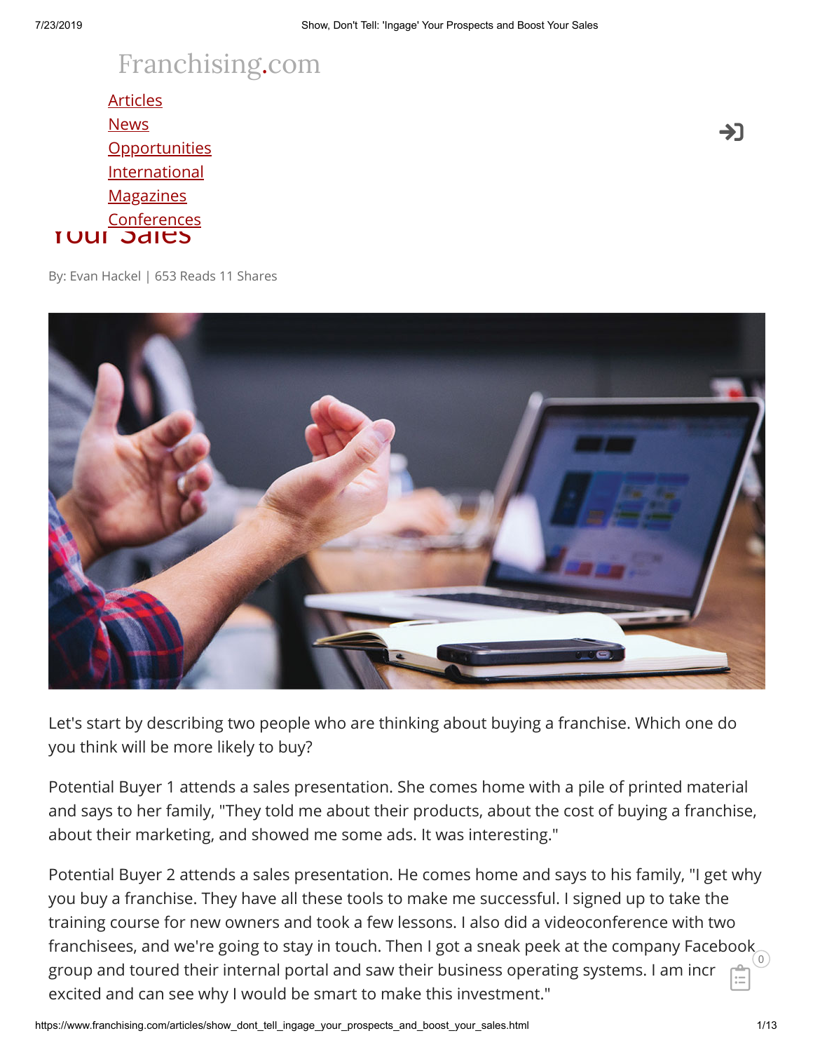Franchising.com

[Articles](#)
[News](#)
[Opportunities](#)
[International](#)
[Magazines](#)
[Conferences](#)

# Your Sales

By: Evan Hackel | 653 Reads 11 Shares

Let's start by describing two people who are thinking about buying a franchise. Which one do you think will be more likely to buy?

Potential Buyer 1 attends a sales presentation. She comes home with a pile of printed material and says to her family, "They told me about their products, about the cost of buying a franchise, about their marketing, and showed me some ads. It was interesting."

Potential Buyer 2 attends a sales presentation. He comes home and says to his family, "I get why you buy a franchise. They have all these tools to make me successful. I signed up to take the training course for new owners and took a few lessons. I also did a videoconference with two franchisees, and we're going to stay in touch. Then I got a sneak peek at the company Facebook group and toured their internal portal and saw their business operating systems. I am incr excited and can see why I would be smart to make this investment."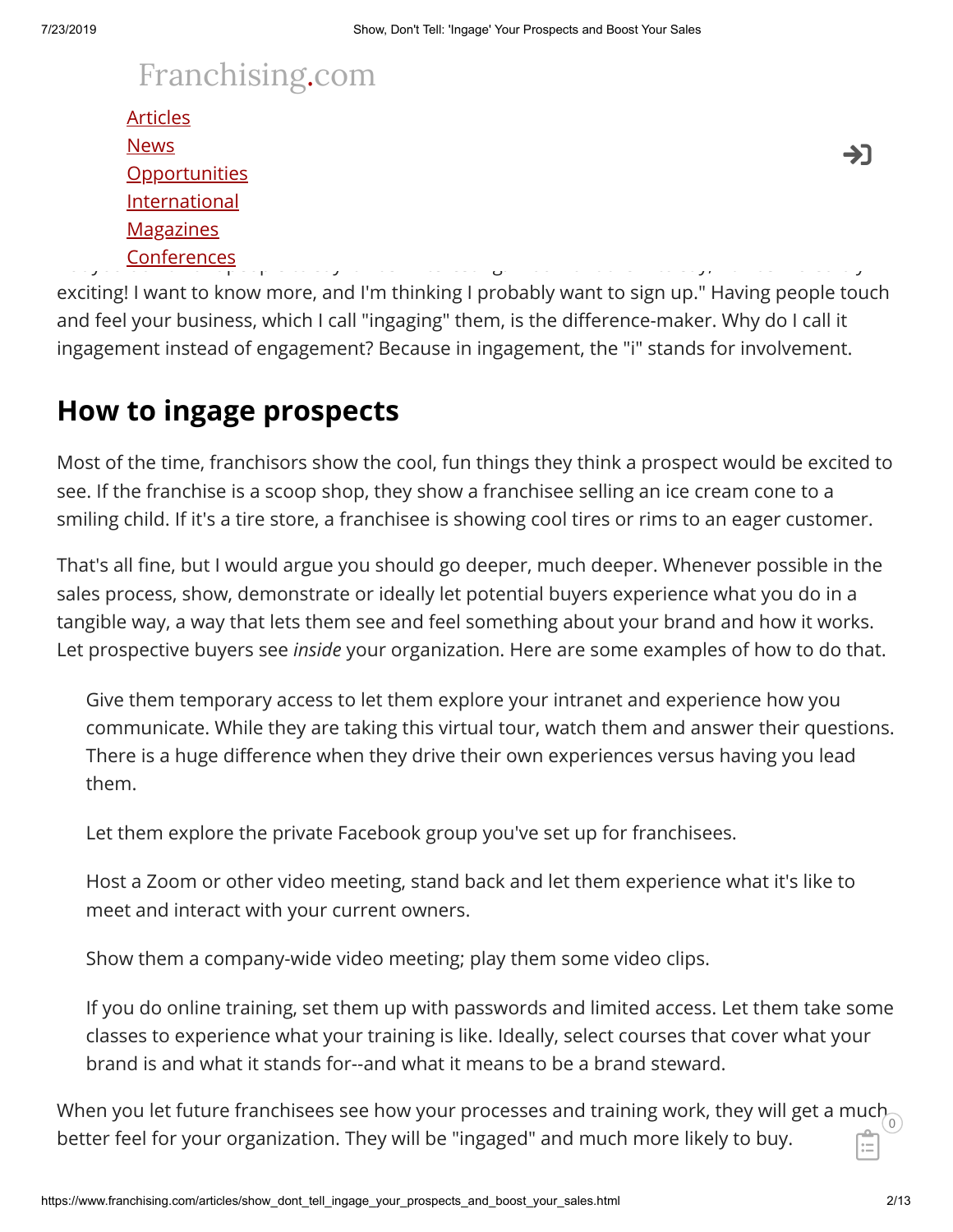exciting! I want to know more, and I'm thinking I probably want to sign up." Having people touch and feel your business, which I call "ingaging" them, is the difference-maker. Why do I call it ingagement instead of engagement? Because in ingagement, the "i" stands for involvement.

## How to ingage prospects

Most of the time, franchisors show the cool, fun things they think a prospect would be excited to see. If the franchise is a scoop shop, they show a franchisee selling an ice cream cone to a smiling child. If it's a tire store, a franchisee is showing cool tires or rims to an eager customer.

That's all fine, but I would argue you should go deeper, much deeper. Whenever possible in the sales process, show, demonstrate or ideally let potential buyers experience what you do in a tangible way, a way that lets them see and feel something about your brand and how it works. Let prospective buyers see *inside* your organization. Here are some examples of how to do that.

> Give them temporary access to let them explore your intranet and experience how you communicate. While they are taking this virtual tour, watch them and answer their questions. There is a huge difference when they drive their own experiences versus having you lead them.
>
> Let them explore the private Facebook group you've set up for franchisees.
>
> Host a Zoom or other video meeting, stand back and let them experience what it's like to meet and interact with your current owners.
>
> Show them a company-wide video meeting; play them some video clips.
>
> If you do online training, set them up with passwords and limited access. Let them take some classes to experience what your training is like. Ideally, select courses that cover what your brand is and what it stands for--and what it means to be a brand steward.

When you let future franchisees see how your processes and training work, they will get a much better feel for your organization. They will be "ingaged" and much more likely to buy.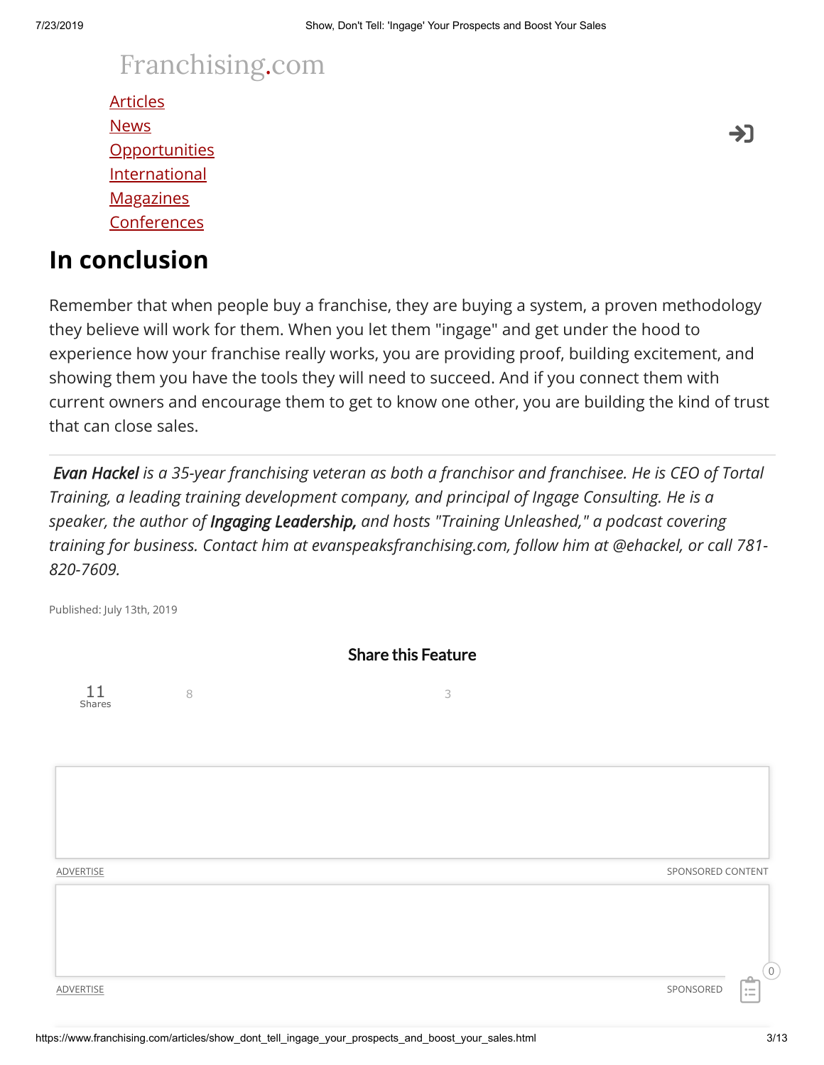Franchising.com

[Articles](#)
[News](#)
[Opportunities](#)
[International](#)
[Magazines](#)
[Conferences](#)

## In conclusion

Remember that when people buy a franchise, they are buying a system, a proven methodology they believe will work for them. When you let them "ingage" and get under the hood to experience how your franchise really works, you are providing proof, building excitement, and showing them you have the tools they will need to succeed. And if you connect them with current owners and encourage them to get to know one other, you are building the kind of trust that can close sales.

---

***Evan Hackel** is a 35-year franchising veteran as both a franchisor and franchisee. He is CEO of Tortal Training, a leading training development company, and principal of Ingage Consulting. He is a speaker, the author of **Ingaging Leadership,** and hosts "Training Unleashed," a podcast covering training for business. Contact him at evanspeaksfranchising.com, follow him at @ehackel, or call 781-820-7609.*

Published: July 13th, 2019

**Share this Feature**

11
Shares

8

3

ADVERTISE

SPONSORED CONTENT

ADVERTISE

SPONSORED